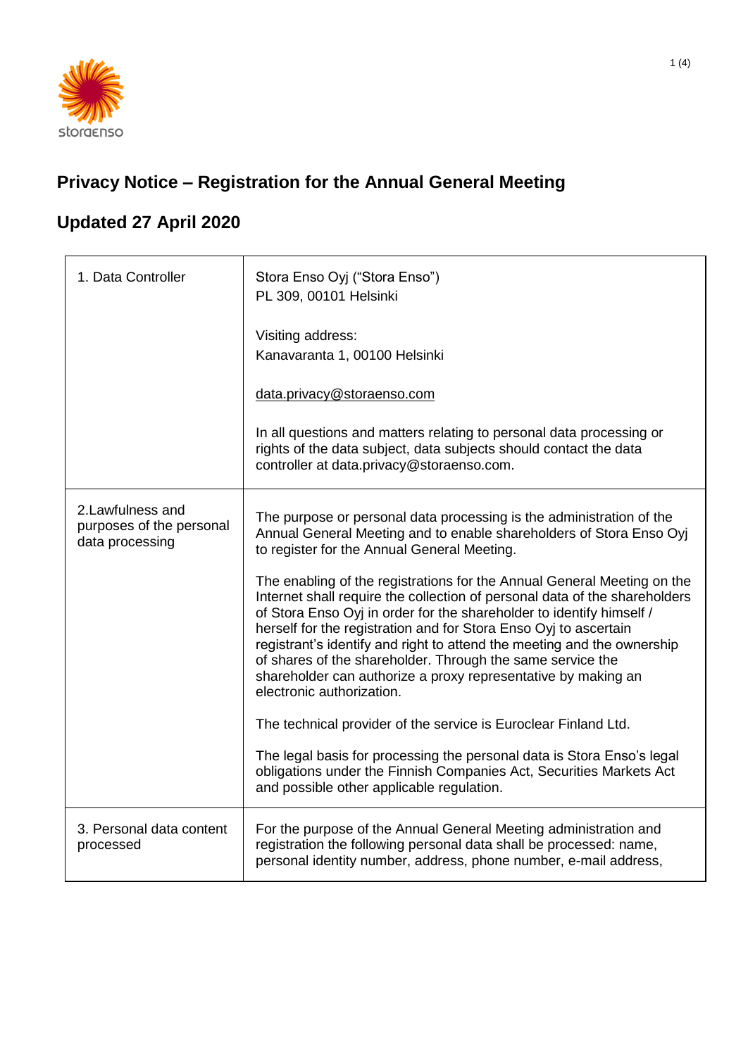# Privacy Notice – Registration for the Annual General Meeting

## Updated 27 April 2020

| | |
|---|---|
| 1. Data Controller | Stora Enso Oyj ("Stora Enso")<br>PL 309, 00101 Helsinki<br><br>Visiting address:<br>Kanavaranta 1, 00100 Helsinki<br><br>data.privacy@storaenso.com<br><br>In all questions and matters relating to personal data processing or rights of the data subject, data subjects should contact the data controller at data.privacy@storaenso.com. |
| 2.Lawfulness and purposes of the personal data processing | The purpose or personal data processing is the administration of the Annual General Meeting and to enable shareholders of Stora Enso Oyj to register for the Annual General Meeting.<br><br>The enabling of the registrations for the Annual General Meeting on the Internet shall require the collection of personal data of the shareholders of Stora Enso Oyj in order for the shareholder to identify himself / herself for the registration and for Stora Enso Oyj to ascertain registrant's identify and right to attend the meeting and the ownership of shares of the shareholder. Through the same service the shareholder can authorize a proxy representative by making an electronic authorization.<br><br>The technical provider of the service is Euroclear Finland Ltd.<br><br>The legal basis for processing the personal data is Stora Enso's legal obligations under the Finnish Companies Act, Securities Markets Act and possible other applicable regulation. |
| 3. Personal data content processed | For the purpose of the Annual General Meeting administration and registration the following personal data shall be processed: name, personal identity number, address, phone number, e-mail address, |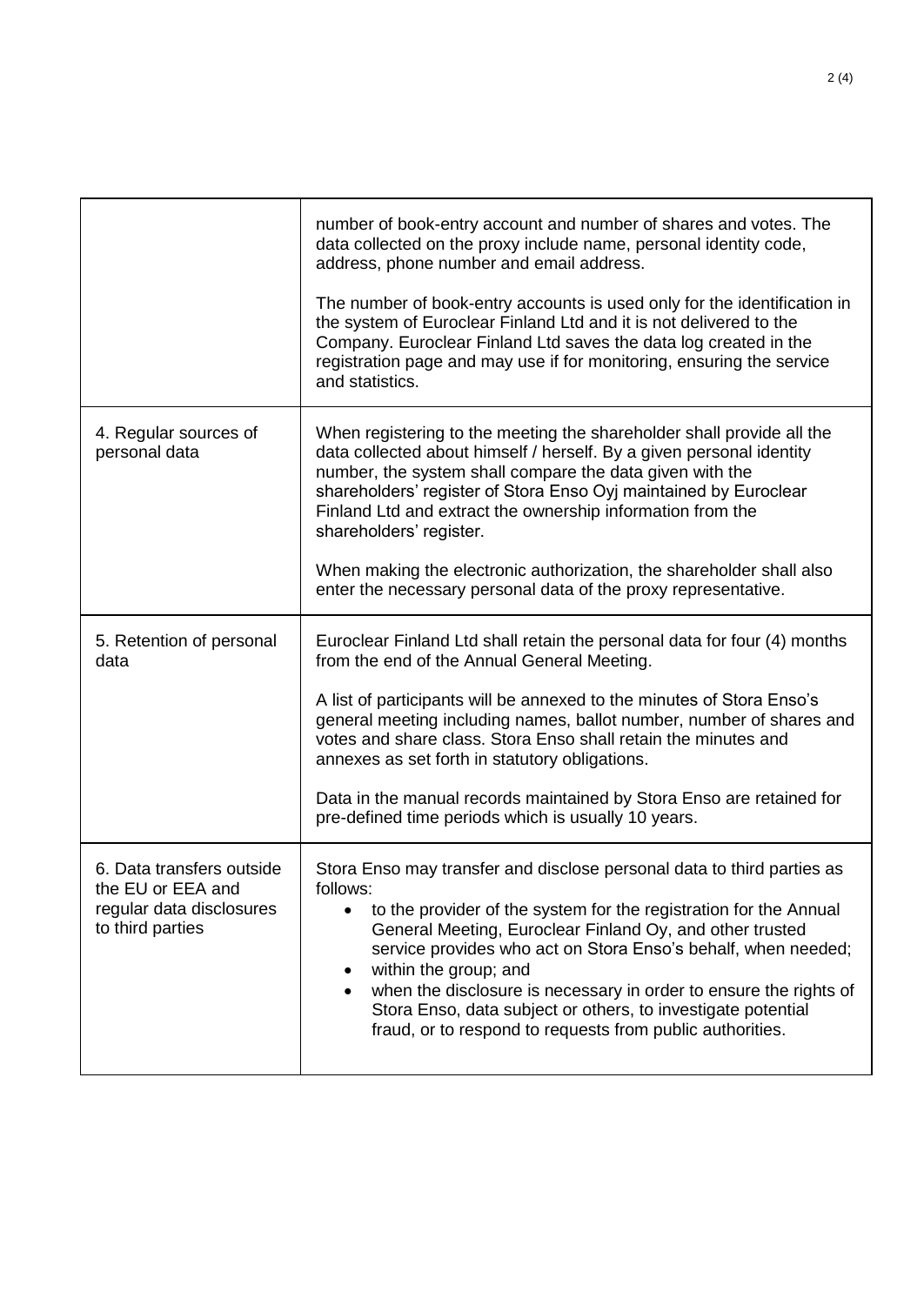| | |
|---|---|
| | number of book-entry account and number of shares and votes. The data collected on the proxy include name, personal identity code, address, phone number and email address.<br><br>The number of book-entry accounts is used only for the identification in the system of Euroclear Finland Ltd and it is not delivered to the Company. Euroclear Finland Ltd saves the data log created in the registration page and may use if for monitoring, ensuring the service and statistics. |
| 4. Regular sources of personal data | When registering to the meeting the shareholder shall provide all the data collected about himself / herself. By a given personal identity number, the system shall compare the data given with the shareholders' register of Stora Enso Oyj maintained by Euroclear Finland Ltd and extract the ownership information from the shareholders' register.<br><br>When making the electronic authorization, the shareholder shall also enter the necessary personal data of the proxy representative. |
| 5. Retention of personal data | Euroclear Finland Ltd shall retain the personal data for four (4) months from the end of the Annual General Meeting.<br><br>A list of participants will be annexed to the minutes of Stora Enso's general meeting including names, ballot number, number of shares and votes and share class. Stora Enso shall retain the minutes and annexes as set forth in statutory obligations.<br><br>Data in the manual records maintained by Stora Enso are retained for pre-defined time periods which is usually 10 years. |
| 6. Data transfers outside the EU or EEA and regular data disclosures to third parties | Stora Enso may transfer and disclose personal data to third parties as follows:<br>• to the provider of the system for the registration for the Annual General Meeting, Euroclear Finland Oy, and other trusted service provides who act on Stora Enso's behalf, when needed;<br>• within the group; and<br>• when the disclosure is necessary in order to ensure the rights of Stora Enso, data subject or others, to investigate potential fraud, or to respond to requests from public authorities. |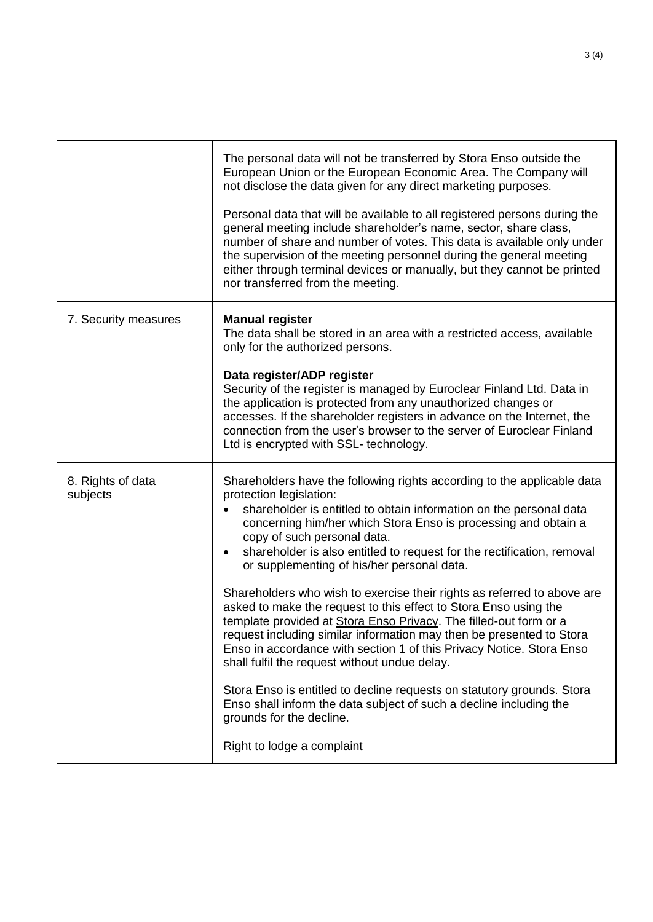| | |
|---|---|
| | The personal data will not be transferred by Stora Enso outside the European Union or the European Economic Area. The Company will not disclose the data given for any direct marketing purposes.<br><br>Personal data that will be available to all registered persons during the general meeting include shareholder's name, sector, share class, number of share and number of votes. This data is available only under the supervision of the meeting personnel during the general meeting either through terminal devices or manually, but they cannot be printed nor transferred from the meeting. |
| 7. Security measures | **Manual register**<br>The data shall be stored in an area with a restricted access, available only for the authorized persons.<br><br>**Data register/ADP register**<br>Security of the register is managed by Euroclear Finland Ltd. Data in the application is protected from any unauthorized changes or accesses. If the shareholder registers in advance on the Internet, the connection from the user's browser to the server of Euroclear Finland Ltd is encrypted with SSL- technology. |
| 8. Rights of data subjects | Shareholders have the following rights according to the applicable data protection legislation:<br>• shareholder is entitled to obtain information on the personal data concerning him/her which Stora Enso is processing and obtain a copy of such personal data.<br>• shareholder is also entitled to request for the rectification, removal or supplementing of his/her personal data.<br><br>Shareholders who wish to exercise their rights as referred to above are asked to make the request to this effect to Stora Enso using the template provided at Stora Enso Privacy. The filled-out form or a request including similar information may then be presented to Stora Enso in accordance with section 1 of this Privacy Notice. Stora Enso shall fulfil the request without undue delay.<br><br>Stora Enso is entitled to decline requests on statutory grounds. Stora Enso shall inform the data subject of such a decline including the grounds for the decline.<br><br>Right to lodge a complaint |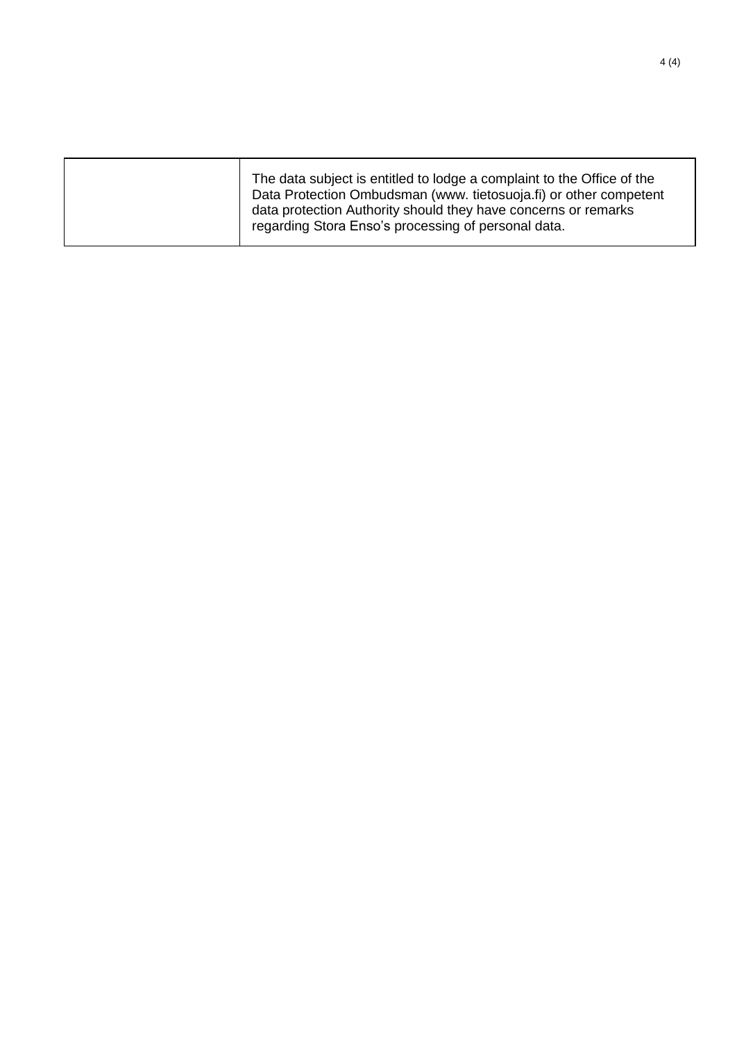| | |
|---|---|
| | The data subject is entitled to lodge a complaint to the Office of the Data Protection Ombudsman (www. tietosuoja.fi) or other competent data protection Authority should they have concerns or remarks regarding Stora Enso’s processing of personal data. |